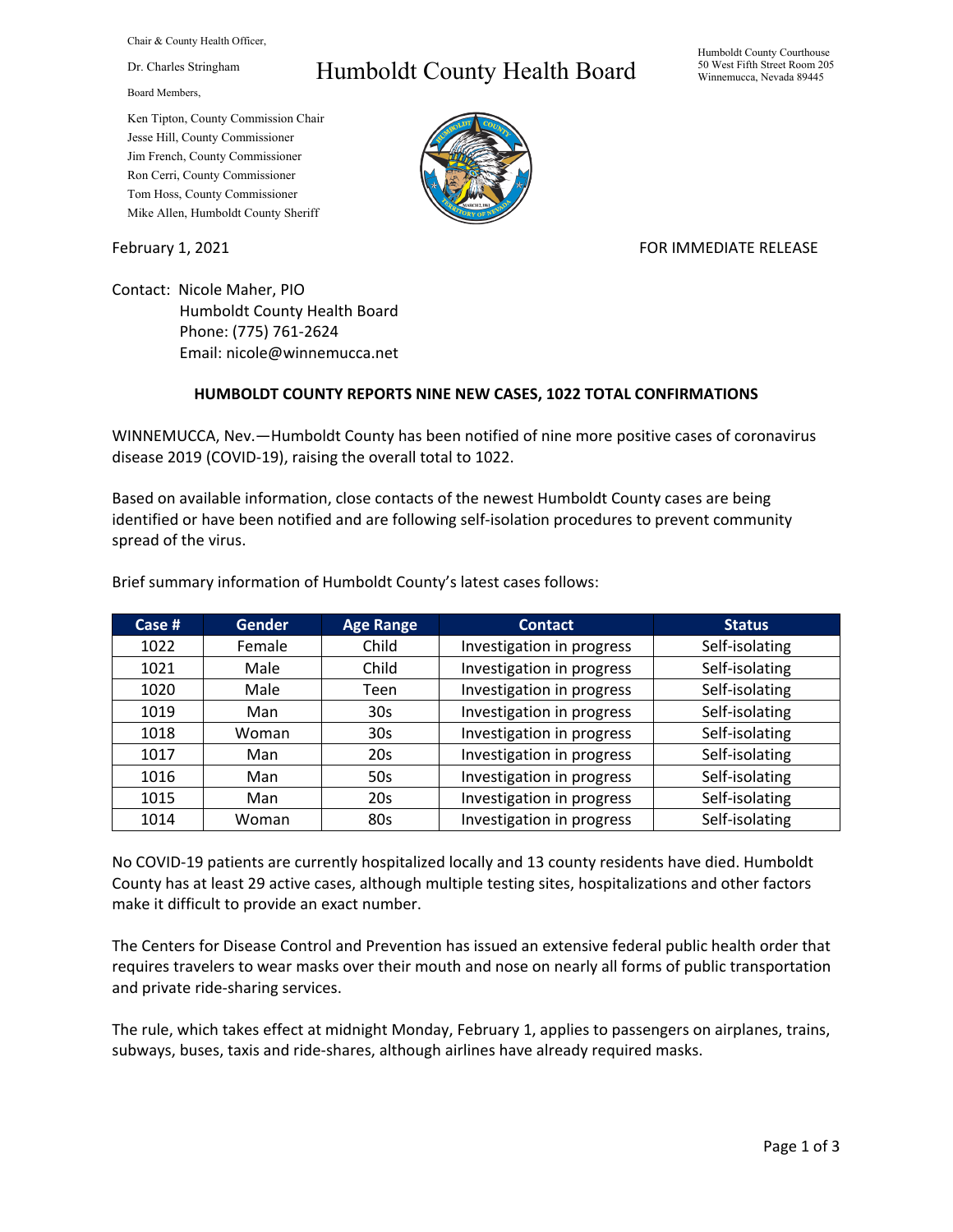Chair & County Health Officer,

Dr. Charles Stringham

Board Members,

Ken Tipton, County Commission Chair
Jesse Hill, County Commissioner
Jim French, County Commissioner
Ron Cerri, County Commissioner
Tom Hoss, County Commissioner
Mike Allen, Humboldt County Sheriff

# Humboldt County Health Board

Humboldt County Courthouse
50 West Fifth Street Room 205
Winnemucca, Nevada 89445

February 1, 2021

FOR IMMEDIATE RELEASE

Contact: Nicole Maher, PIO
Humboldt County Health Board
Phone: (775) 761-2624
Email: nicole@winnemucca.net

**HUMBOLDT COUNTY REPORTS NINE NEW CASES, 1022 TOTAL CONFIRMATIONS**

WINNEMUCCA, Nev.—Humboldt County has been notified of nine more positive cases of coronavirus disease 2019 (COVID-19), raising the overall total to 1022.

Based on available information, close contacts of the newest Humboldt County cases are being identified or have been notified and are following self-isolation procedures to prevent community spread of the virus.

Brief summary information of Humboldt County's latest cases follows:

| Case # | Gender | Age Range | Contact | Status |
|---|---|---|---|---|
| 1022 | Female | Child | Investigation in progress | Self-isolating |
| 1021 | Male | Child | Investigation in progress | Self-isolating |
| 1020 | Male | Teen | Investigation in progress | Self-isolating |
| 1019 | Man | 30s | Investigation in progress | Self-isolating |
| 1018 | Woman | 30s | Investigation in progress | Self-isolating |
| 1017 | Man | 20s | Investigation in progress | Self-isolating |
| 1016 | Man | 50s | Investigation in progress | Self-isolating |
| 1015 | Man | 20s | Investigation in progress | Self-isolating |
| 1014 | Woman | 80s | Investigation in progress | Self-isolating |

No COVID-19 patients are currently hospitalized locally and 13 county residents have died. Humboldt County has at least 29 active cases, although multiple testing sites, hospitalizations and other factors make it difficult to provide an exact number.

The Centers for Disease Control and Prevention has issued an extensive federal public health order that requires travelers to wear masks over their mouth and nose on nearly all forms of public transportation and private ride-sharing services.

The rule, which takes effect at midnight Monday, February 1, applies to passengers on airplanes, trains, subways, buses, taxis and ride-shares, although airlines have already required masks.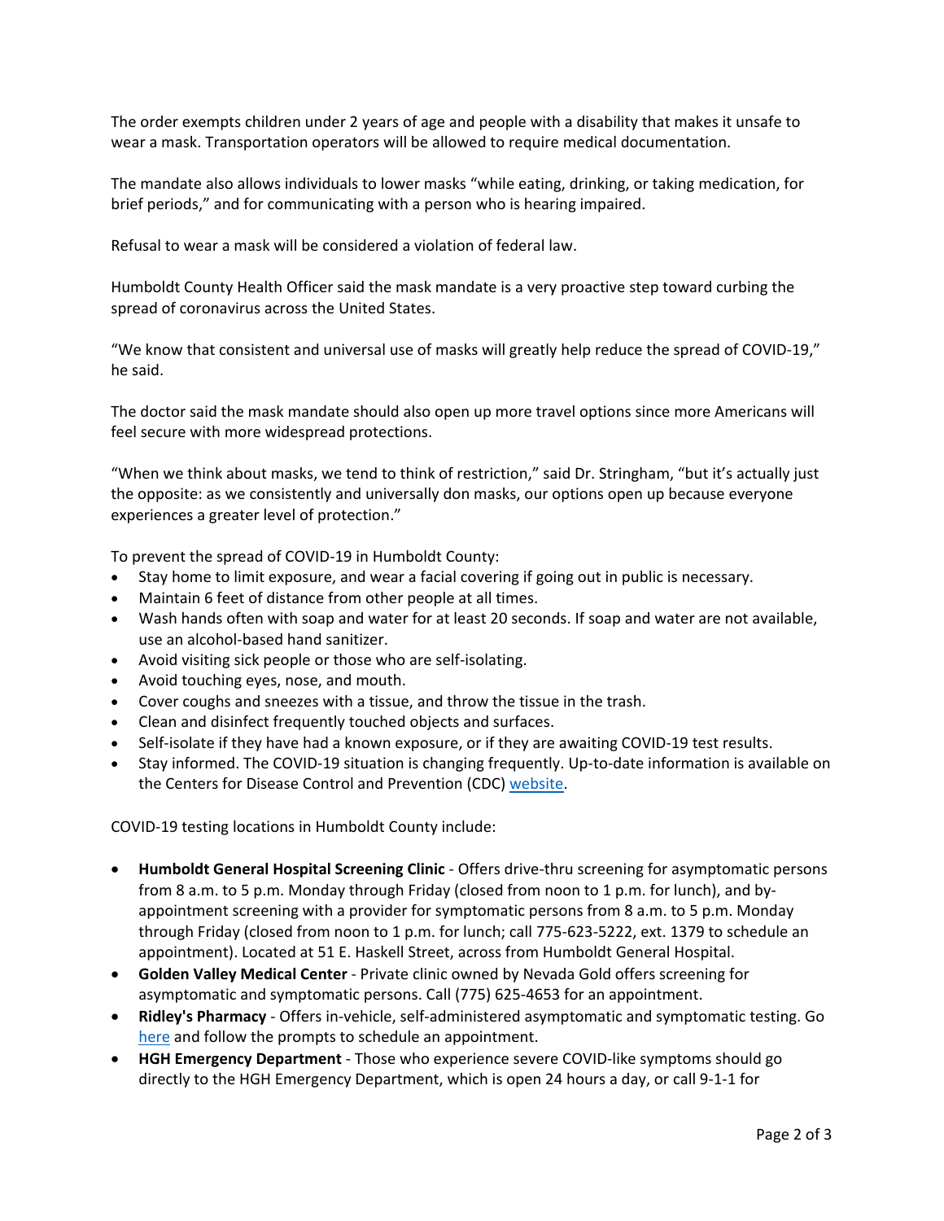The order exempts children under 2 years of age and people with a disability that makes it unsafe to wear a mask. Transportation operators will be allowed to require medical documentation.

The mandate also allows individuals to lower masks "while eating, drinking, or taking medication, for brief periods," and for communicating with a person who is hearing impaired.

Refusal to wear a mask will be considered a violation of federal law.

Humboldt County Health Officer said the mask mandate is a very proactive step toward curbing the spread of coronavirus across the United States.

"We know that consistent and universal use of masks will greatly help reduce the spread of COVID-19," he said.

The doctor said the mask mandate should also open up more travel options since more Americans will feel secure with more widespread protections.

"When we think about masks, we tend to think of restriction," said Dr. Stringham, "but it's actually just the opposite: as we consistently and universally don masks, our options open up because everyone experiences a greater level of protection."

To prevent the spread of COVID-19 in Humboldt County:

- Stay home to limit exposure, and wear a facial covering if going out in public is necessary.
- Maintain 6 feet of distance from other people at all times.
- Wash hands often with soap and water for at least 20 seconds. If soap and water are not available, use an alcohol-based hand sanitizer.
- Avoid visiting sick people or those who are self-isolating.
- Avoid touching eyes, nose, and mouth.
- Cover coughs and sneezes with a tissue, and throw the tissue in the trash.
- Clean and disinfect frequently touched objects and surfaces.
- Self-isolate if they have had a known exposure, or if they are awaiting COVID-19 test results.
- Stay informed. The COVID-19 situation is changing frequently. Up-to-date information is available on the Centers for Disease Control and Prevention (CDC) website.

COVID-19 testing locations in Humboldt County include:

- **Humboldt General Hospital Screening Clinic** - Offers drive-thru screening for asymptomatic persons from 8 a.m. to 5 p.m. Monday through Friday (closed from noon to 1 p.m. for lunch), and by-appointment screening with a provider for symptomatic persons from 8 a.m. to 5 p.m. Monday through Friday (closed from noon to 1 p.m. for lunch; call 775-623-5222, ext. 1379 to schedule an appointment). Located at 51 E. Haskell Street, across from Humboldt General Hospital.
- **Golden Valley Medical Center** - Private clinic owned by Nevada Gold offers screening for asymptomatic and symptomatic persons. Call (775) 625-4653 for an appointment.
- **Ridley's Pharmacy** - Offers in-vehicle, self-administered asymptomatic and symptomatic testing. Go here and follow the prompts to schedule an appointment.
- **HGH Emergency Department** - Those who experience severe COVID-like symptoms should go directly to the HGH Emergency Department, which is open 24 hours a day, or call 9-1-1 for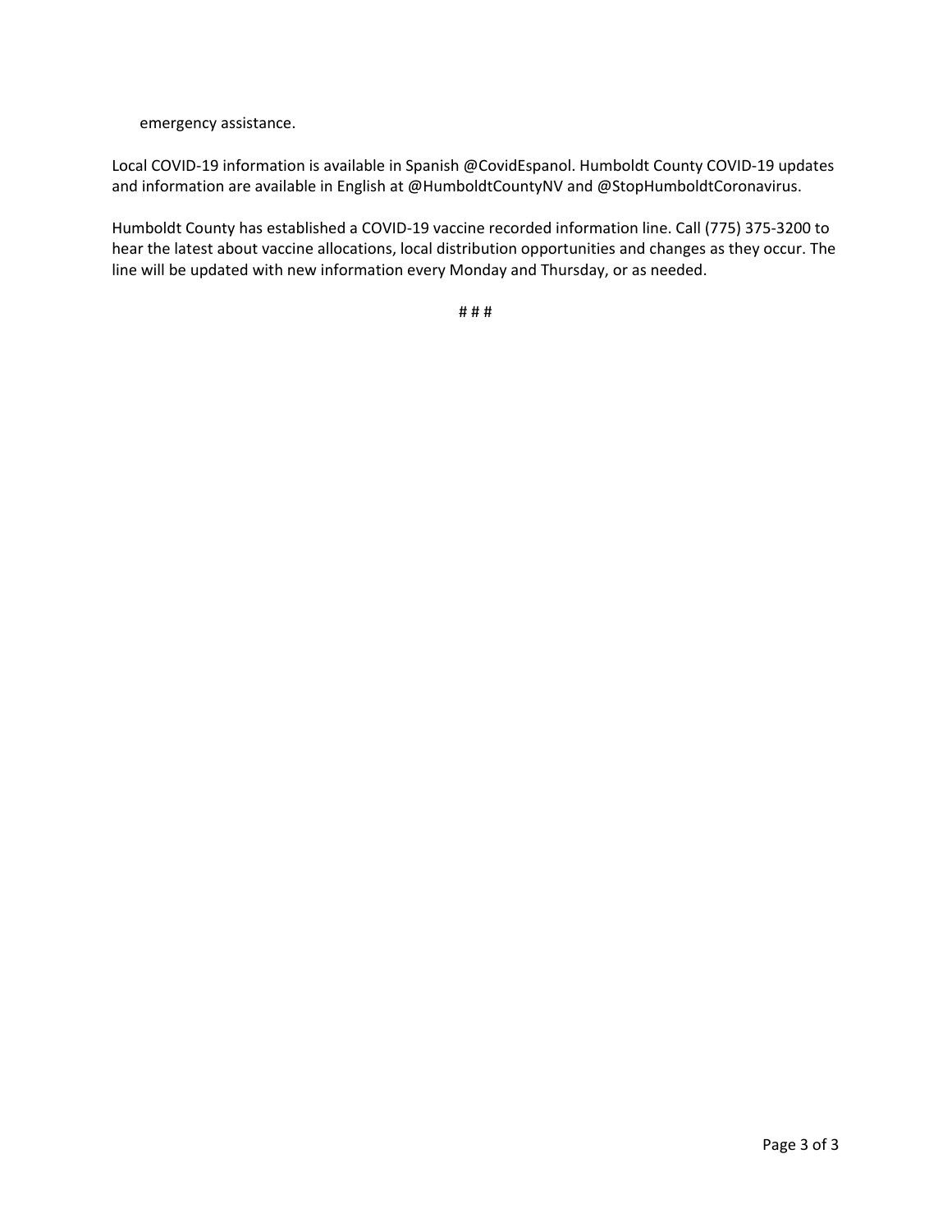emergency assistance.

Local COVID-19 information is available in Spanish @CovidEspanol. Humboldt County COVID-19 updates and information are available in English at @HumboldtCountyNV and @StopHumboldtCoronavirus.

Humboldt County has established a COVID-19 vaccine recorded information line. Call (775) 375-3200 to hear the latest about vaccine allocations, local distribution opportunities and changes as they occur. The line will be updated with new information every Monday and Thursday, or as needed.

# # #